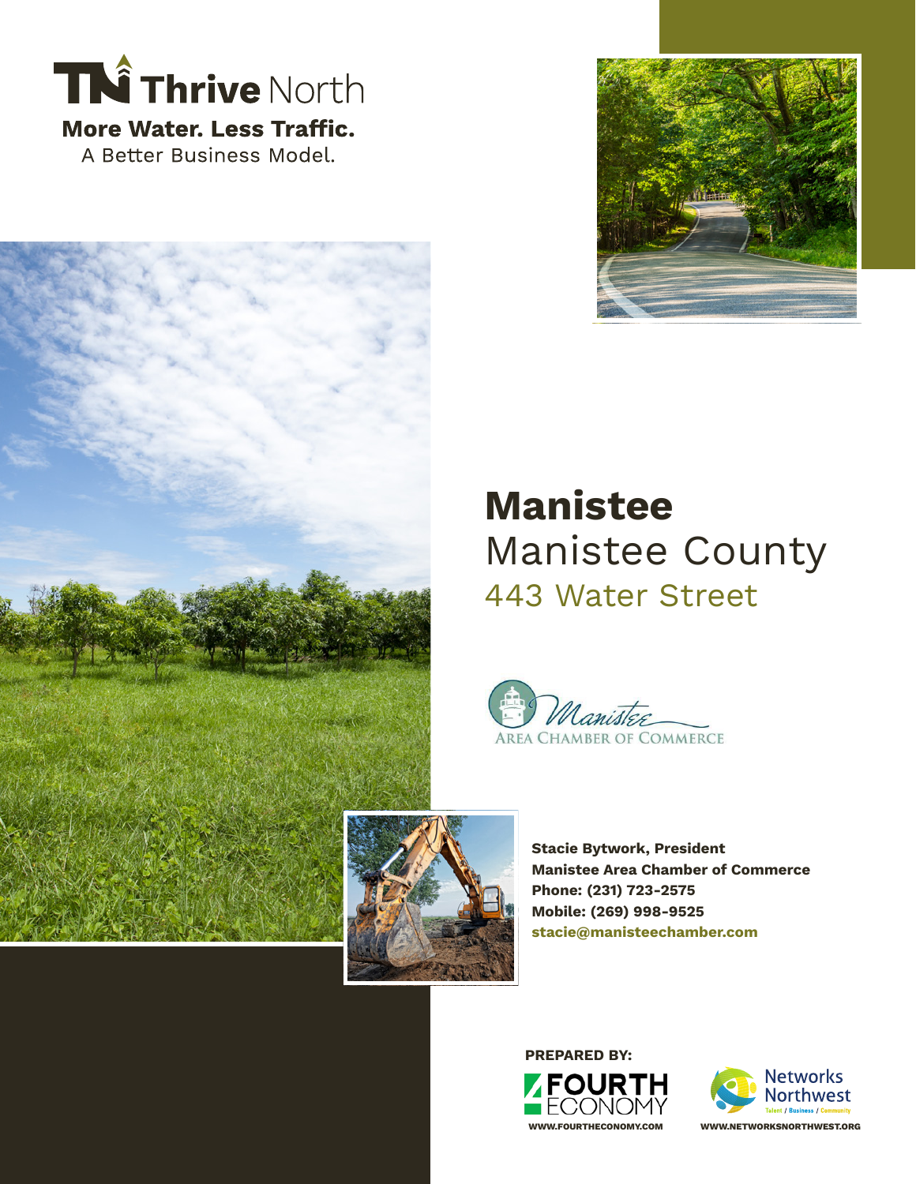Thrive North

**More Water. Less Traffic.**

A Better Business Model.

# Manistee

## Manistee County

### 443 Water Street

Manistee Area Chamber of Commerce

**Stacie Bytwork, President**
**Manistee Area Chamber of Commerce**
**Phone: (231) 723-2575**
**Mobile: (269) 998-9525**
**stacie@manisteechamber.com**

**PREPARED BY:**

FOURTH ECONOMY
WWW.FOURTHECONOMY.COM

Networks Northwest
Talent / Business / Community
WWW.NETWORKSNORTHWEST.ORG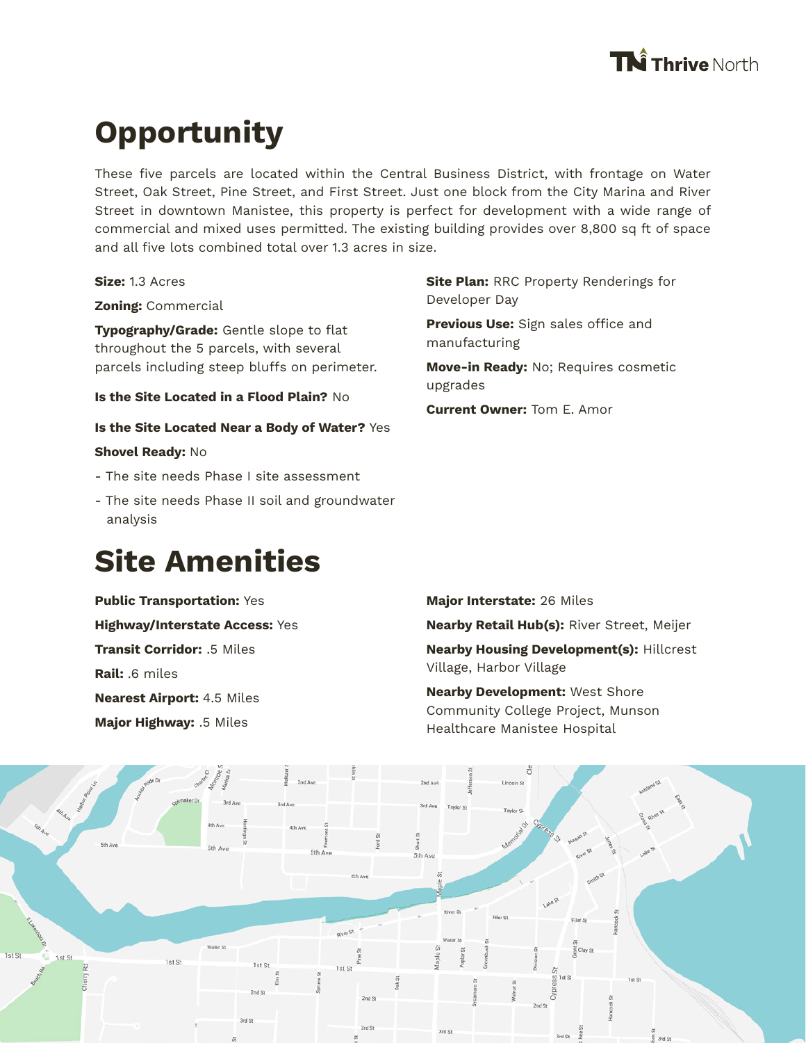## Opportunity

These five parcels are located within the Central Business District, with frontage on Water Street, Oak Street, Pine Street, and First Street. Just one block from the City Marina and River Street in downtown Manistee, this property is perfect for development with a wide range of commercial and mixed uses permitted. The existing building provides over 8,800 sq ft of space and all five lots combined total over 1.3 acres in size.

**Size:** 1.3 Acres

**Zoning:** Commercial

**Typography/Grade:** Gentle slope to flat throughout the 5 parcels, with several parcels including steep bluffs on perimeter.

**Is the Site Located in a Flood Plain?** No

**Is the Site Located Near a Body of Water?** Yes

**Shovel Ready:** No

- The site needs Phase I site assessment
- The site needs Phase II soil and groundwater analysis

**Site Plan:** RRC Property Renderings for Developer Day

**Previous Use:** Sign sales office and manufacturing

**Move-in Ready:** No; Requires cosmetic upgrades

**Current Owner:** Tom E. Amor

## Site Amenities

**Public Transportation:** Yes

**Highway/Interstate Access:** Yes

**Transit Corridor:** .5 Miles

**Rail:** .6 miles

**Nearest Airport:** 4.5 Miles

**Major Highway:** .5 Miles

**Major Interstate:** 26 Miles

**Nearby Retail Hub(s):** River Street, Meijer

**Nearby Housing Development(s):** Hillcrest Village, Harbor Village

**Nearby Development:** West Shore Community College Project, Munson Healthcare Manistee Hospital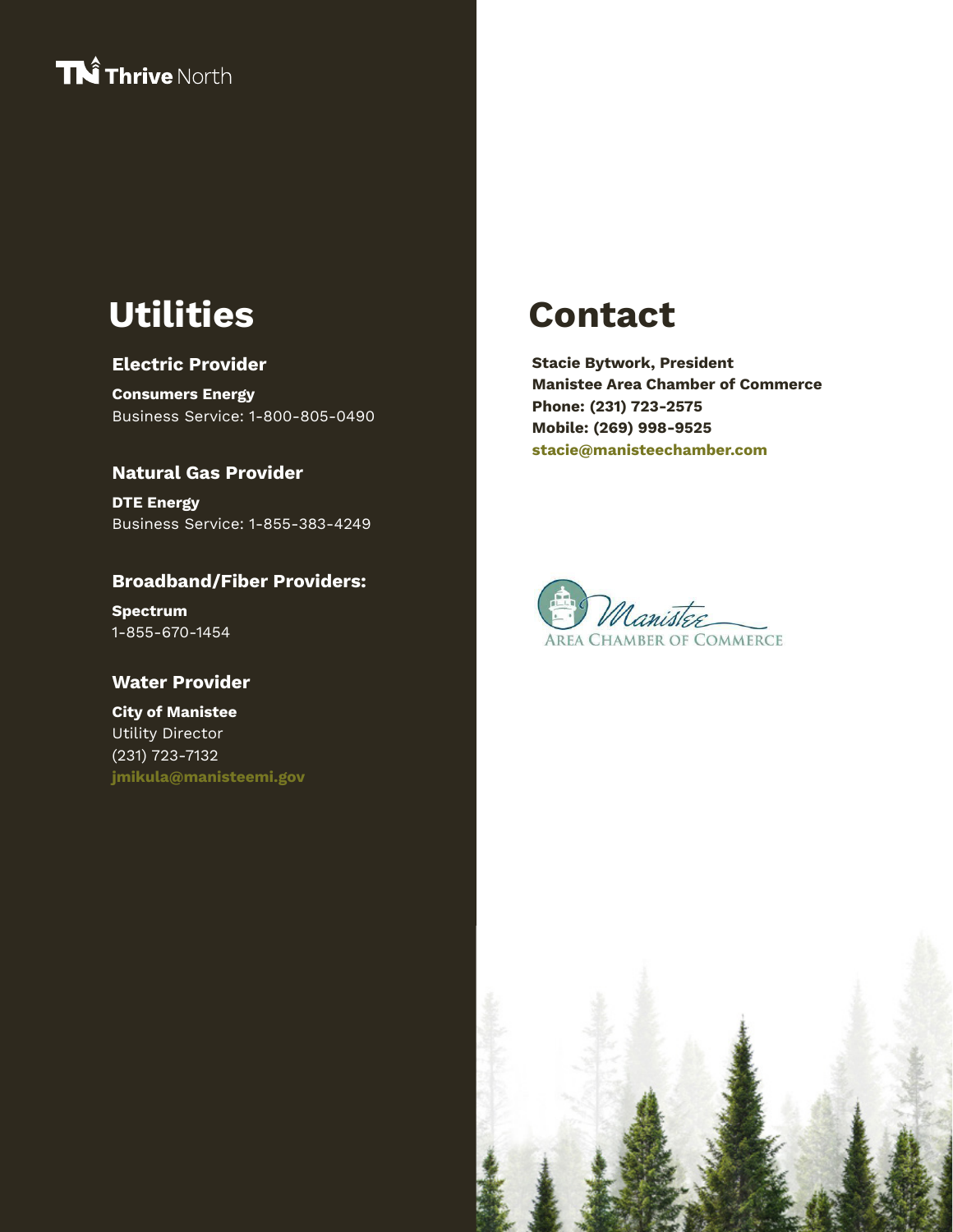Thrive North

# Utilities

### Electric Provider

**Consumers Energy**
Business Service: 1-800-805-0490

### Natural Gas Provider

**DTE Energy**
Business Service: 1-855-383-4249

### Broadband/Fiber Providers:

**Spectrum**
1-855-670-1454

### Water Provider

**City of Manistee**
Utility Director
(231) 723-7132
**jmikula@manisteemi.gov**

# Contact

**Stacie Bytwork, President**
**Manistee Area Chamber of Commerce**
**Phone: (231) 723-2575**
**Mobile: (269) 998-9525**
**stacie@manisteechamber.com**

Manistee Area Chamber of Commerce